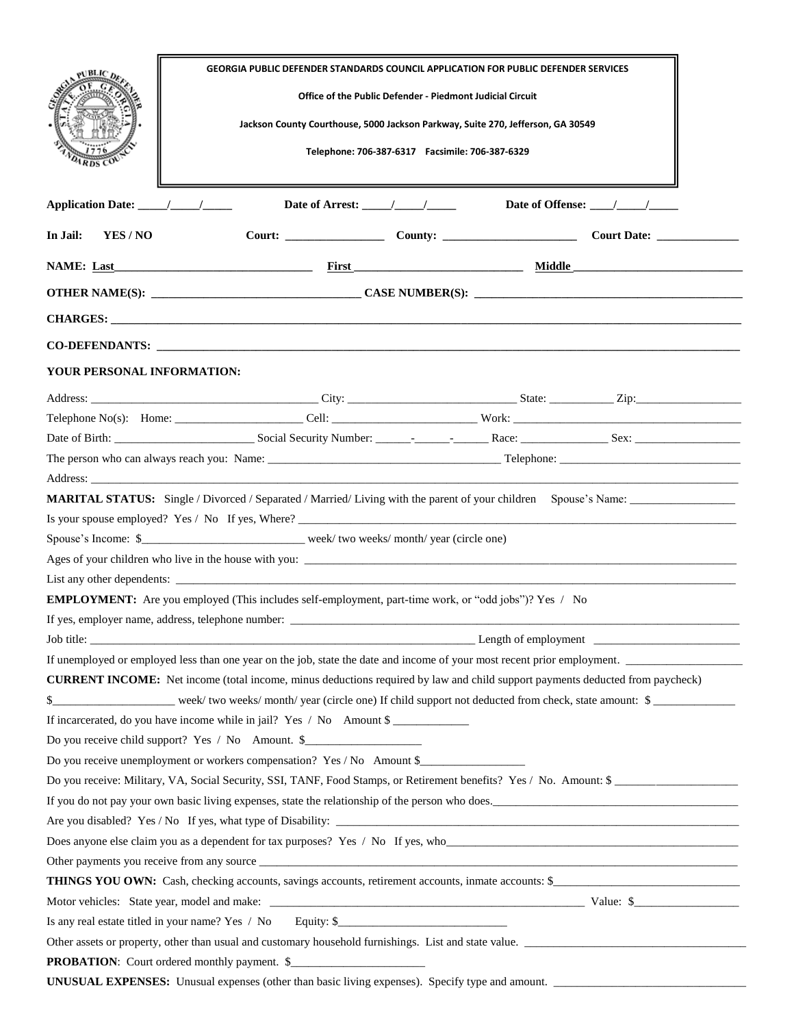**GEORGIA PUBLIC DEFENDER STANDARDS COUNCIL APPLICATION FOR PUBLIC DEFENDER SERVICES**

**Office of the Public Defender - Piedmont Judicial Circuit**

**Jackson County Courthouse, 5000 Jackson Parkway, Suite 270, Jefferson, GA 30549**

**Telephone: 706-387-6317 Facsimile: 706-387-6329**

**Application Date:** _____/_____/_____ **Date of Arrest:** _____/_____/_____ **Date of Offense:** ____/_____/_____

**In Jail: YES / NO** **Court:** _________________ **County:** _______________________ **Court Date:** ______________

**NAME: Last**___________________________________ **First** _____________________________ **Middle** _____________________________

**OTHER NAME(S):** ___________________________________ **CASE NUMBER(S):** _______________________________________________

**CHARGES:** _____________________________________________________________________________________________________

**CO-DEFENDANTS:** ______________________________________________________________________________________________

**YOUR PERSONAL INFORMATION:**

Address: _______________________________________ City: _____________________________ State: ___________ Zip:__________________

Telephone No(s): Home: ______________________ Cell: ________________________ Work: ______________________________________

Date of Birth: ________________________ Social Security Number: ______-______-______ Race: _______________ Sex: __________________

The person who can always reach you: Name: ________________________________________ Telephone: ________________________________

Address: ___________________________________________________________________________________________________________

**MARITAL STATUS:** Single / Divorced / Separated / Married/ Living with the parent of your children Spouse's Name: __________________

Is your spouse employed? Yes / No If yes, Where? ________________________________________________________________________________

Spouse's Income: $____________________________ week/ two weeks/ month/ year (circle one)

Ages of your children who live in the house with you: ______________________________________________________________________________

List any other dependents: ______________________________________________________________________________________________

**EMPLOYMENT:** Are you employed (This includes self-employment, part-time work, or "odd jobs")? Yes / No

If yes, employer name, address, telephone number: _________________________________________________________________________________

Job title: ______________________________________________________________________ Length of employment _________________________

If unemployed or employed less than one year on the job, state the date and income of your most recent prior employment. ____________________

**CURRENT INCOME:** Net income (total income, minus deductions required by law and child support payments deducted from paycheck)

$_____________________ week/ two weeks/ month/ year (circle one) If child support not deducted from check, state amount: $ ______________

If incarcerated, do you have income while in jail? Yes / No Amount $ _____________

Do you receive child support? Yes / No Amount. $____________________

Do you receive unemployment or workers compensation? Yes / No Amount $__________________

Do you receive: Military, VA, Social Security, SSI, TANF, Food Stamps, or Retirement benefits? Yes / No. Amount: $ ______________________

If you do not pay your own basic living expenses, state the relationship of the person who does.___________________________________________

Are you disabled? Yes / No If yes, what type of Disability: ________________________________________________________________________

Does anyone else claim you as a dependent for tax purposes? Yes / No If yes, who______________________________________________________

Other payments you receive from any source _____________________________________________________________________________________

**THINGS YOU OWN:** Cash, checking accounts, savings accounts, retirement accounts, inmate accounts: $________________________________

Motor vehicles: State year, model and make: ___________________________________________________________ Value: $__________________

Is any real estate titled in your name? Yes / No Equity: $______________________________

Other assets or property, other than usual and customary household furnishings. List and state value. ______________________________________

**PROBATION**: Court ordered monthly payment. $________________________

**UNUSUAL EXPENSES:** Unusual expenses (other than basic living expenses). Specify type and amount. _________________________________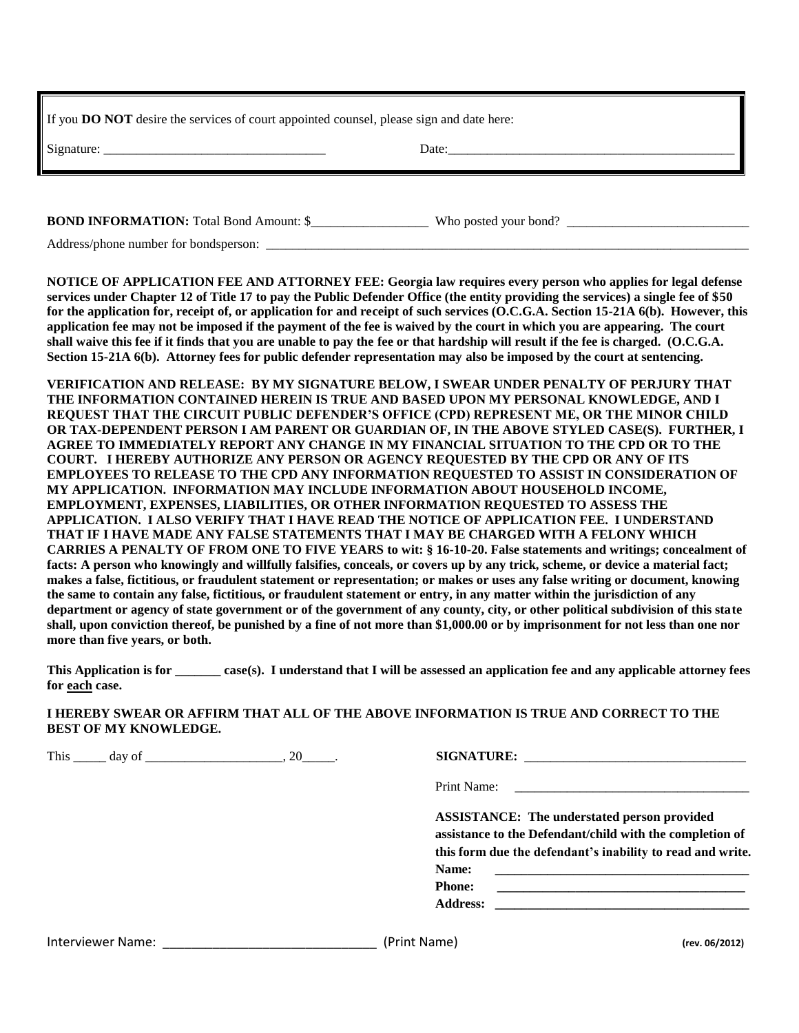If you **DO NOT** desire the services of court appointed counsel, please sign and date here:

Signature: ___________________________________ Date:_______________________________________________

**BOND INFORMATION:** Total Bond Amount: $__________________ Who posted your bond? _____________________________

Address/phone number for bondsperson: ________________________________________________________________________________

**NOTICE OF APPLICATION FEE AND ATTORNEY FEE: Georgia law requires every person who applies for legal defense services under Chapter 12 of Title 17 to pay the Public Defender Office (the entity providing the services) a single fee of $50 for the application for, receipt of, or application for and receipt of such services (O.C.G.A. Section 15-21A 6(b). However, this application fee may not be imposed if the payment of the fee is waived by the court in which you are appearing. The court shall waive this fee if it finds that you are unable to pay the fee or that hardship will result if the fee is charged. (O.C.G.A. Section 15-21A 6(b). Attorney fees for public defender representation may also be imposed by the court at sentencing.**

**VERIFICATION AND RELEASE: BY MY SIGNATURE BELOW, I SWEAR UNDER PENALTY OF PERJURY THAT THE INFORMATION CONTAINED HEREIN IS TRUE AND BASED UPON MY PERSONAL KNOWLEDGE, AND I REQUEST THAT THE CIRCUIT PUBLIC DEFENDER'S OFFICE (CPD) REPRESENT ME, OR THE MINOR CHILD OR TAX-DEPENDENT PERSON I AM PARENT OR GUARDIAN OF, IN THE ABOVE STYLED CASE(S). FURTHER, I AGREE TO IMMEDIATELY REPORT ANY CHANGE IN MY FINANCIAL SITUATION TO THE CPD OR TO THE COURT. I HEREBY AUTHORIZE ANY PERSON OR AGENCY REQUESTED BY THE CPD OR ANY OF ITS EMPLOYEES TO RELEASE TO THE CPD ANY INFORMATION REQUESTED TO ASSIST IN CONSIDERATION OF MY APPLICATION. INFORMATION MAY INCLUDE INFORMATION ABOUT HOUSEHOLD INCOME, EMPLOYMENT, EXPENSES, LIABILITIES, OR OTHER INFORMATION REQUESTED TO ASSESS THE APPLICATION. I ALSO VERIFY THAT I HAVE READ THE NOTICE OF APPLICATION FEE. I UNDERSTAND THAT IF I HAVE MADE ANY FALSE STATEMENTS THAT I MAY BE CHARGED WITH A FELONY WHICH CARRIES A PENALTY OF FROM ONE TO FIVE YEARS to wit: § 16-10-20. False statements and writings; concealment of facts: A person who knowingly and willfully falsifies, conceals, or covers up by any trick, scheme, or device a material fact; makes a false, fictitious, or fraudulent statement or representation; or makes or uses any false writing or document, knowing the same to contain any false, fictitious, or fraudulent statement or entry, in any matter within the jurisdiction of any department or agency of state government or of the government of any county, city, or other political subdivision of this state shall, upon conviction thereof, be punished by a fine of not more than $1,000.00 or by imprisonment for not less than one nor more than five years, or both.**

**This Application is for _______ case(s). I understand that I will be assessed an application fee and any applicable attorney fees for each case.**

**I HEREBY SWEAR OR AFFIRM THAT ALL OF THE ABOVE INFORMATION IS TRUE AND CORRECT TO THE BEST OF MY KNOWLEDGE.**

This _____ day of _____________________, 20_____.

**SIGNATURE:** __________________________________

Print Name: ____________________________________

**ASSISTANCE: The understated person provided assistance to the Defendant/child with the completion of this form due the defendant's inability to read and write.**

**Name:** _______________________________________

**Phone:** _______________________________________

**Address:** _____________________________________

Interviewer Name: _______________________________ (Print Name)

(rev. 06/2012)